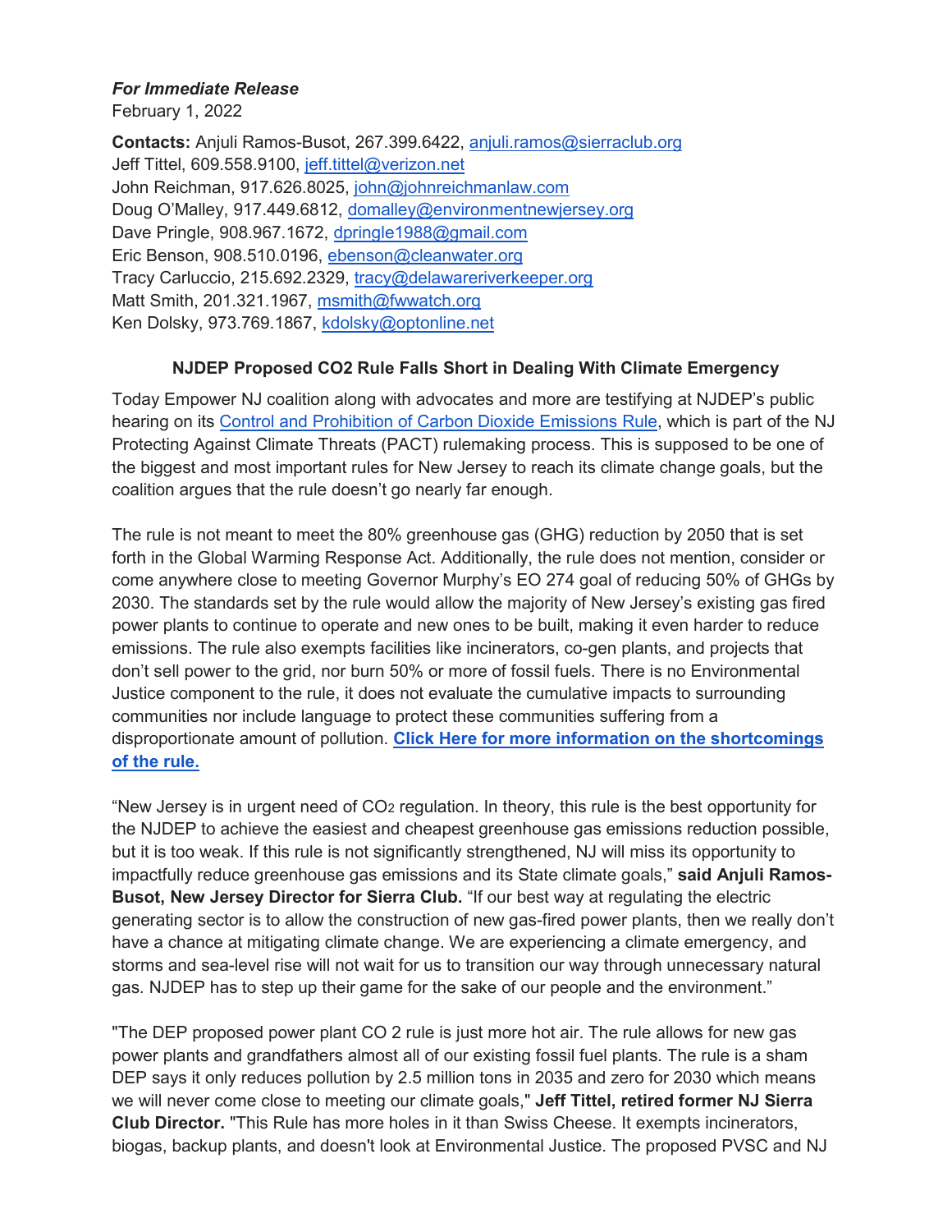***For Immediate Release***
February 1, 2022

**Contacts:** Anjuli Ramos-Busot, 267.399.6422, anjuli.ramos@sierraclub.org
Jeff Tittel, 609.558.9100, jeff.tittel@verizon.net
John Reichman, 917.626.8025, john@johnreichmanlaw.com
Doug O'Malley, 917.449.6812, domalley@environmentnewjersey.org
Dave Pringle, 908.967.1672, dpringle1988@gmail.com
Eric Benson, 908.510.0196, ebenson@cleanwater.org
Tracy Carluccio, 215.692.2329, tracy@delawareriverkeeper.org
Matt Smith, 201.321.1967, msmith@fwwatch.org
Ken Dolsky, 973.769.1867, kdolsky@optonline.net

**NJDEP Proposed CO2 Rule Falls Short in Dealing With Climate Emergency**

Today Empower NJ coalition along with advocates and more are testifying at NJDEP's public hearing on its Control and Prohibition of Carbon Dioxide Emissions Rule, which is part of the NJ Protecting Against Climate Threats (PACT) rulemaking process. This is supposed to be one of the biggest and most important rules for New Jersey to reach its climate change goals, but the coalition argues that the rule doesn't go nearly far enough.

The rule is not meant to meet the 80% greenhouse gas (GHG) reduction by 2050 that is set forth in the Global Warming Response Act. Additionally, the rule does not mention, consider or come anywhere close to meeting Governor Murphy's EO 274 goal of reducing 50% of GHGs by 2030. The standards set by the rule would allow the majority of New Jersey's existing gas fired power plants to continue to operate and new ones to be built, making it even harder to reduce emissions. The rule also exempts facilities like incinerators, co-gen plants, and projects that don't sell power to the grid, nor burn 50% or more of fossil fuels. There is no Environmental Justice component to the rule, it does not evaluate the cumulative impacts to surrounding communities nor include language to protect these communities suffering from a disproportionate amount of pollution. **Click Here for more information on the shortcomings of the rule.**

"New Jersey is in urgent need of $CO_2$ regulation. In theory, this rule is the best opportunity for the NJDEP to achieve the easiest and cheapest greenhouse gas emissions reduction possible, but it is too weak. If this rule is not significantly strengthened, NJ will miss its opportunity to impactfully reduce greenhouse gas emissions and its State climate goals," **said Anjuli Ramos-Busot, New Jersey Director for Sierra Club.** "If our best way at regulating the electric generating sector is to allow the construction of new gas-fired power plants, then we really don't have a chance at mitigating climate change. We are experiencing a climate emergency, and storms and sea-level rise will not wait for us to transition our way through unnecessary natural gas. NJDEP has to step up their game for the sake of our people and the environment."

"The DEP proposed power plant CO 2 rule is just more hot air. The rule allows for new gas power plants and grandfathers almost all of our existing fossil fuel plants. The rule is a sham DEP says it only reduces pollution by 2.5 million tons in 2035 and zero for 2030 which means we will never come close to meeting our climate goals," **Jeff Tittel, retired former NJ Sierra Club Director.** "This Rule has more holes in it than Swiss Cheese. It exempts incinerators, biogas, backup plants, and doesn't look at Environmental Justice. The proposed PVSC and NJ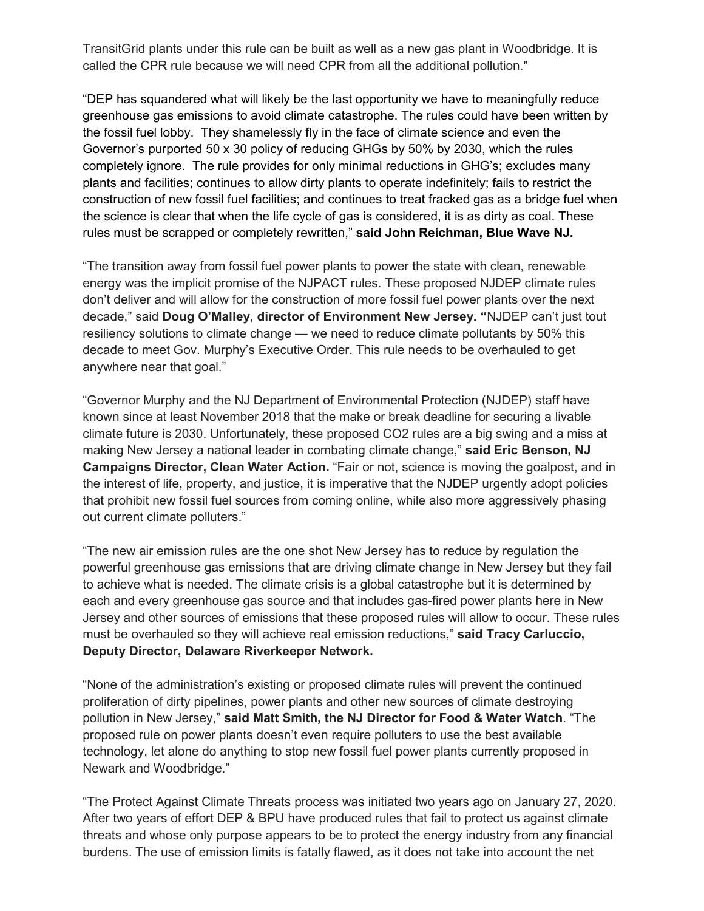TransitGrid plants under this rule can be built as well as a new gas plant in Woodbridge. It is called the CPR rule because we will need CPR from all the additional pollution."

"DEP has squandered what will likely be the last opportunity we have to meaningfully reduce greenhouse gas emissions to avoid climate catastrophe. The rules could have been written by the fossil fuel lobby. They shamelessly fly in the face of climate science and even the Governor's purported 50 x 30 policy of reducing GHGs by 50% by 2030, which the rules completely ignore. The rule provides for only minimal reductions in GHG's; excludes many plants and facilities; continues to allow dirty plants to operate indefinitely; fails to restrict the construction of new fossil fuel facilities; and continues to treat fracked gas as a bridge fuel when the science is clear that when the life cycle of gas is considered, it is as dirty as coal. These rules must be scrapped or completely rewritten," **said John Reichman, Blue Wave NJ.**

"The transition away from fossil fuel power plants to power the state with clean, renewable energy was the implicit promise of the NJPACT rules. These proposed NJDEP climate rules don't deliver and will allow for the construction of more fossil fuel power plants over the next decade," said **Doug O'Malley, director of Environment New Jersey. "**NJDEP can't just tout resiliency solutions to climate change — we need to reduce climate pollutants by 50% this decade to meet Gov. Murphy's Executive Order. This rule needs to be overhauled to get anywhere near that goal."

"Governor Murphy and the NJ Department of Environmental Protection (NJDEP) staff have known since at least November 2018 that the make or break deadline for securing a livable climate future is 2030. Unfortunately, these proposed CO2 rules are a big swing and a miss at making New Jersey a national leader in combating climate change," **said Eric Benson, NJ Campaigns Director, Clean Water Action.** "Fair or not, science is moving the goalpost, and in the interest of life, property, and justice, it is imperative that the NJDEP urgently adopt policies that prohibit new fossil fuel sources from coming online, while also more aggressively phasing out current climate polluters."

"The new air emission rules are the one shot New Jersey has to reduce by regulation the powerful greenhouse gas emissions that are driving climate change in New Jersey but they fail to achieve what is needed. The climate crisis is a global catastrophe but it is determined by each and every greenhouse gas source and that includes gas-fired power plants here in New Jersey and other sources of emissions that these proposed rules will allow to occur. These rules must be overhauled so they will achieve real emission reductions," **said Tracy Carluccio, Deputy Director, Delaware Riverkeeper Network.**

"None of the administration's existing or proposed climate rules will prevent the continued proliferation of dirty pipelines, power plants and other new sources of climate destroying pollution in New Jersey," **said Matt Smith, the NJ Director for Food & Water Watch**. "The proposed rule on power plants doesn't even require polluters to use the best available technology, let alone do anything to stop new fossil fuel power plants currently proposed in Newark and Woodbridge."

"The Protect Against Climate Threats process was initiated two years ago on January 27, 2020. After two years of effort DEP & BPU have produced rules that fail to protect us against climate threats and whose only purpose appears to be to protect the energy industry from any financial burdens. The use of emission limits is fatally flawed, as it does not take into account the net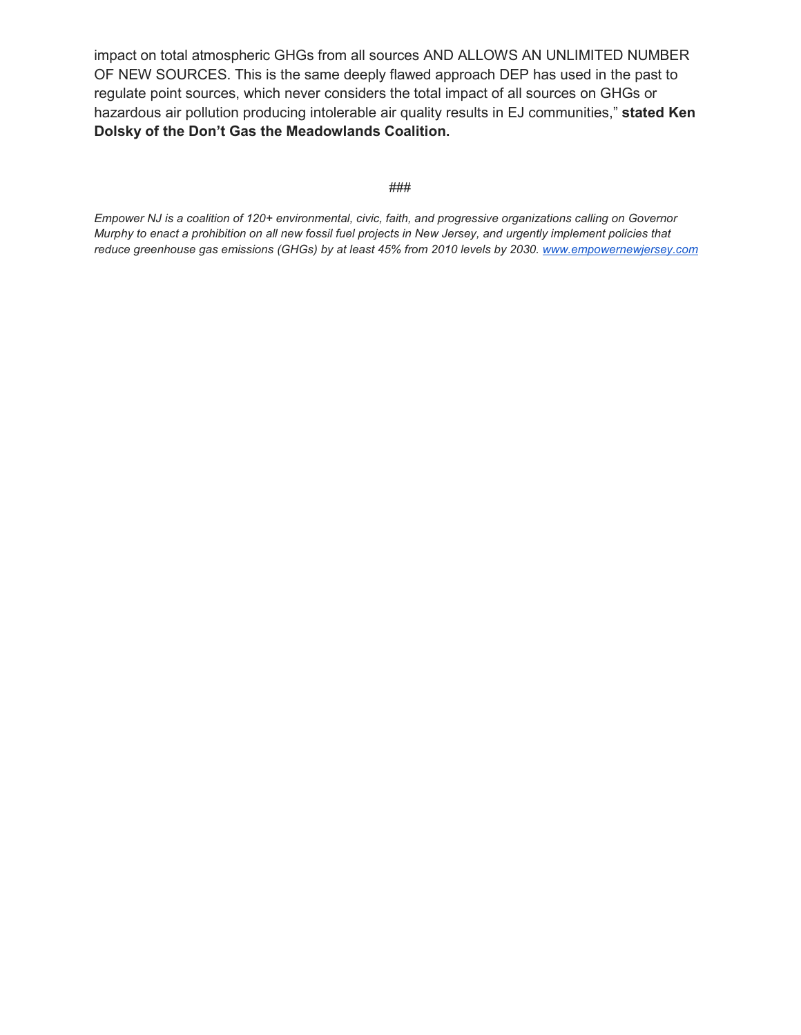impact on total atmospheric GHGs from all sources AND ALLOWS AN UNLIMITED NUMBER OF NEW SOURCES. This is the same deeply flawed approach DEP has used in the past to regulate point sources, which never considers the total impact of all sources on GHGs or hazardous air pollution producing intolerable air quality results in EJ communities," **stated Ken Dolsky of the Don't Gas the Meadowlands Coalition.**

###

*Empower NJ is a coalition of 120+ environmental, civic, faith, and progressive organizations calling on Governor Murphy to enact a prohibition on all new fossil fuel projects in New Jersey, and urgently implement policies that reduce greenhouse gas emissions (GHGs) by at least 45% from 2010 levels by 2030.* [www.empowernewjersey.com](http://www.empowernewjersey.com)